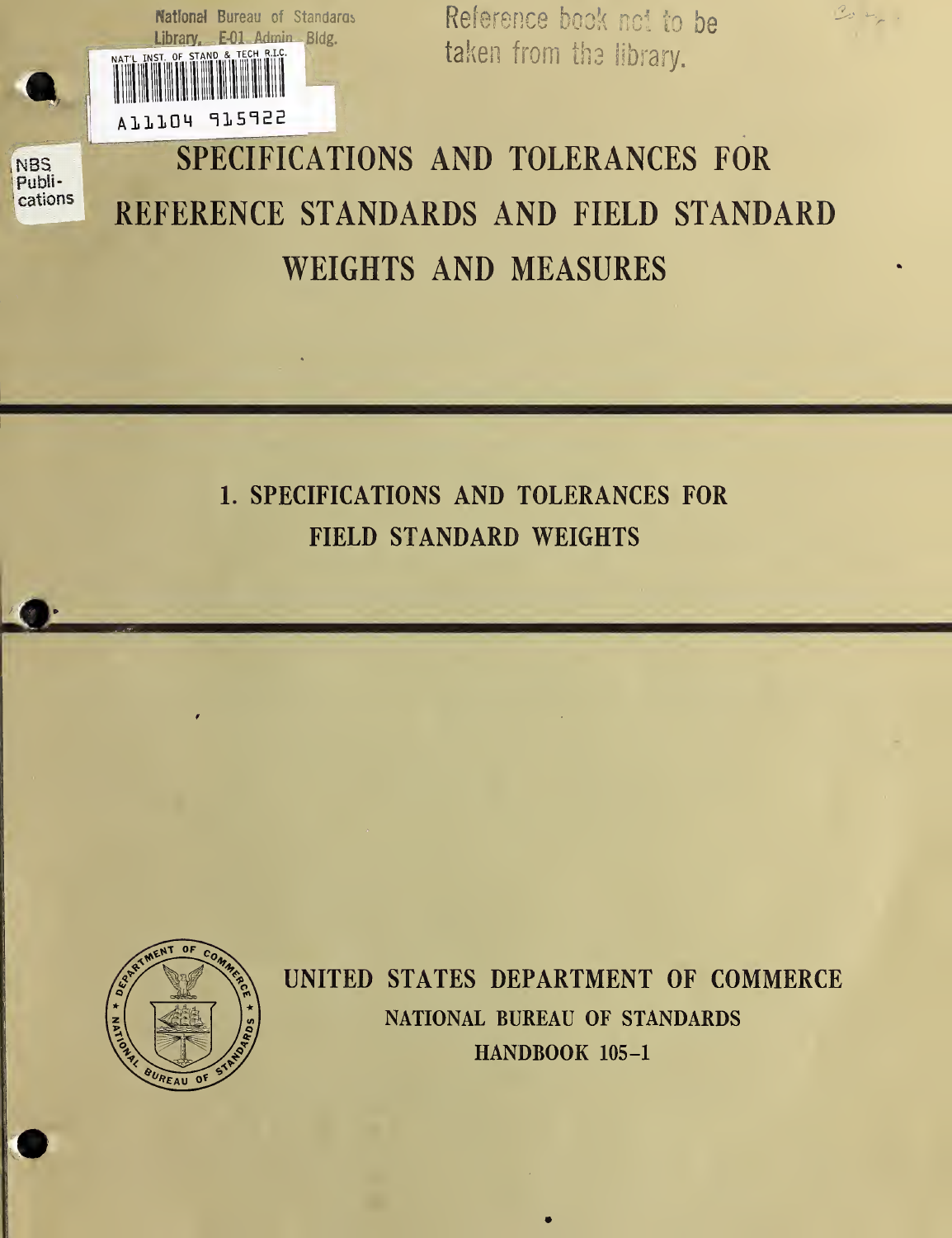National Bureau of Standards Library, E-01 Admin. Bldg.

Reference book not to be taken from the library.

NAT'L INST. OF STAND & TECH R.I.C.

A11104 915922

NBS Publications

# SPECIFICATIONS AND TOLERANCES FOR REFERENCE STANDARDS AND FIELD STANDARD WEIGHTS AND MEASURES

## 1. SPECIFICATIONS AND TOLERANCES FOR FIELD STANDARD WEIGHTS

UNITED STATES DEPARTMENT OF COMMERCE

NATIONAL BUREAU OF STANDARDS

HANDBOOK 105-1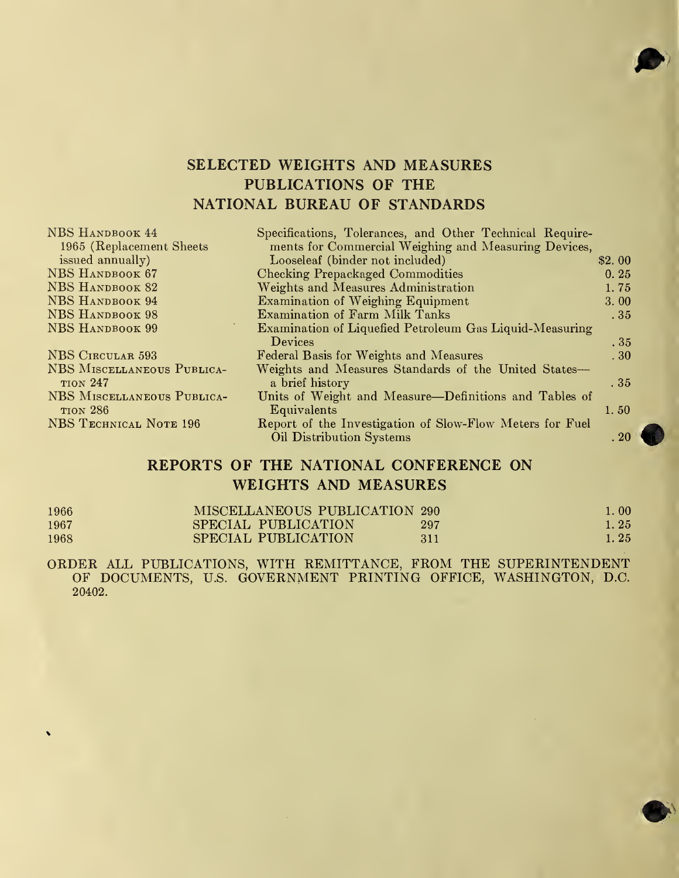## SELECTED WEIGHTS AND MEASURES PUBLICATIONS OF THE NATIONAL BUREAU OF STANDARDS

| | | |
|---|---|---|
| NBS Handbook 44 1965 (Replacement Sheets issued annually) | Specifications, Tolerances, and Other Technical Requirements for Commercial Weighing and Measuring Devices, Looseleaf (binder not included) | $2.00 |
| NBS Handbook 67 | Checking Prepackaged Commodities | 0.25 |
| NBS Handbook 82 | Weights and Measures Administration | 1.75 |
| NBS Handbook 94 | Examination of Weighing Equipment | 3.00 |
| NBS Handbook 98 | Examination of Farm Milk Tanks | .35 |
| NBS Handbook 99 | Examination of Liquefied Petroleum Gas Liquid-Measuring Devices | .35 |
| NBS Circular 593 | Federal Basis for Weights and Measures | .30 |
| NBS Miscellaneous Publication 247 | Weights and Measures Standards of the United States—a brief history | .35 |
| NBS Miscellaneous Publication 286 | Units of Weight and Measure—Definitions and Tables of Equivalents | 1.50 |
| NBS Technical Note 196 | Report of the Investigation of Slow-Flow Meters for Fuel Oil Distribution Systems | .20 |

## REPORTS OF THE NATIONAL CONFERENCE ON WEIGHTS AND MEASURES

| | | | |
|---|---|---|---|
| 1966 | MISCELLANEOUS PUBLICATION | 290 | 1.00 |
| 1967 | SPECIAL PUBLICATION | 297 | 1.25 |
| 1968 | SPECIAL PUBLICATION | 311 | 1.25 |

ORDER ALL PUBLICATIONS, WITH REMITTANCE, FROM THE SUPERINTENDENT OF DOCUMENTS, U.S. GOVERNMENT PRINTING OFFICE, WASHINGTON, D.C. 20402.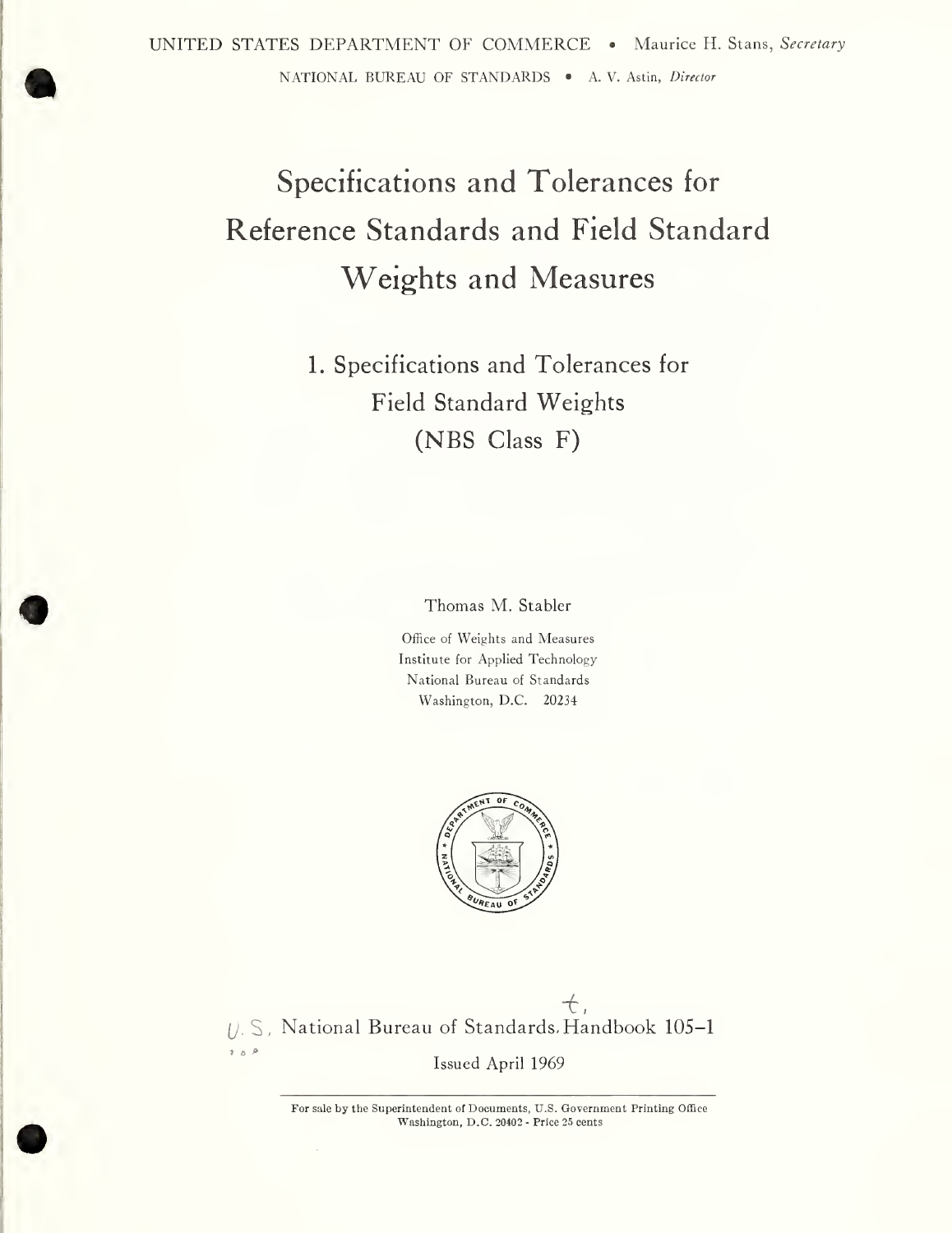UNITED STATES DEPARTMENT OF COMMERCE • Maurice H. Stans, *Secretary*

NATIONAL BUREAU OF STANDARDS • A. V. Astin, *Director*

# Specifications and Tolerances for Reference Standards and Field Standard Weights and Measures

## 1. Specifications and Tolerances for Field Standard Weights (NBS Class F)

Thomas M. Stabler

Office of Weights and Measures
Institute for Applied Technology
National Bureau of Standards
Washington, D.C. 20234

U.S. National Bureau of Standards. Handbook 105–1

Issued April 1969

For sale by the Superintendent of Documents, U.S. Government Printing Office
Washington, D.C. 20402 - Price 25 cents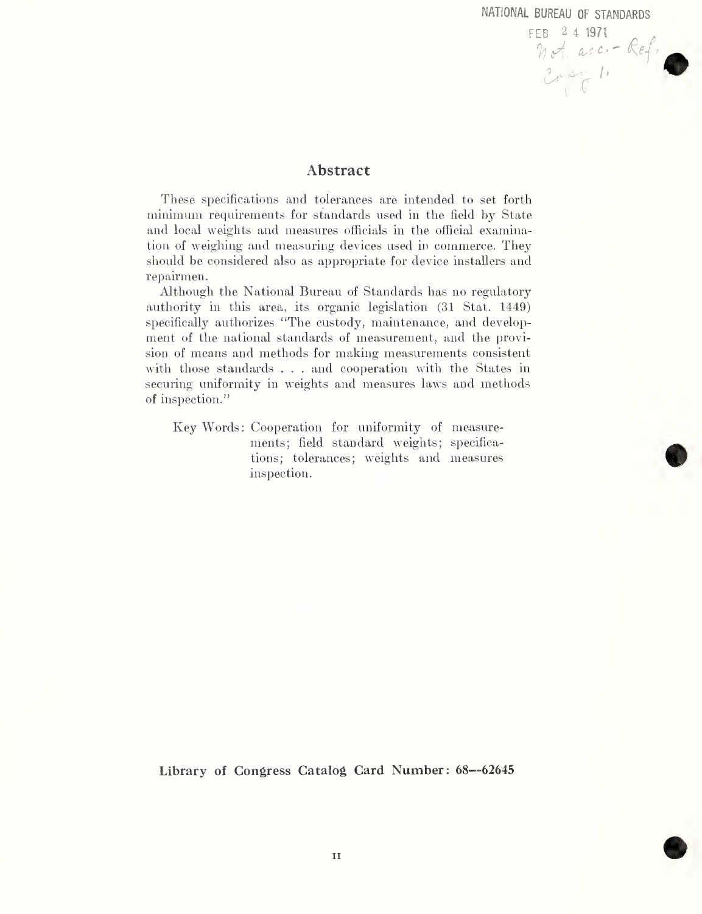NATIONAL BUREAU OF STANDARDS
FEB 24 1971
Not acc. - Ref.
Copy 1.

## Abstract

These specifications and tolerances are intended to set forth minimum requirements for standards used in the field by State and local weights and measures officials in the official examination of weighing and measuring devices used in commerce. They should be considered also as appropriate for device installers and repairmen.

Although the National Bureau of Standards has no regulatory authority in this area, its organic legislation (31 Stat. 1449) specifically authorizes "The custody, maintenance, and development of the national standards of measurement, and the provision of means and methods for making measurements consistent with those standards . . . and cooperation with the States in securing uniformity in weights and measures laws and methods of inspection."

Key Words: Cooperation for uniformity of measurements; field standard weights; specifications; tolerances; weights and measures inspection.

**Library of Congress Catalog Card Number: 68--62645**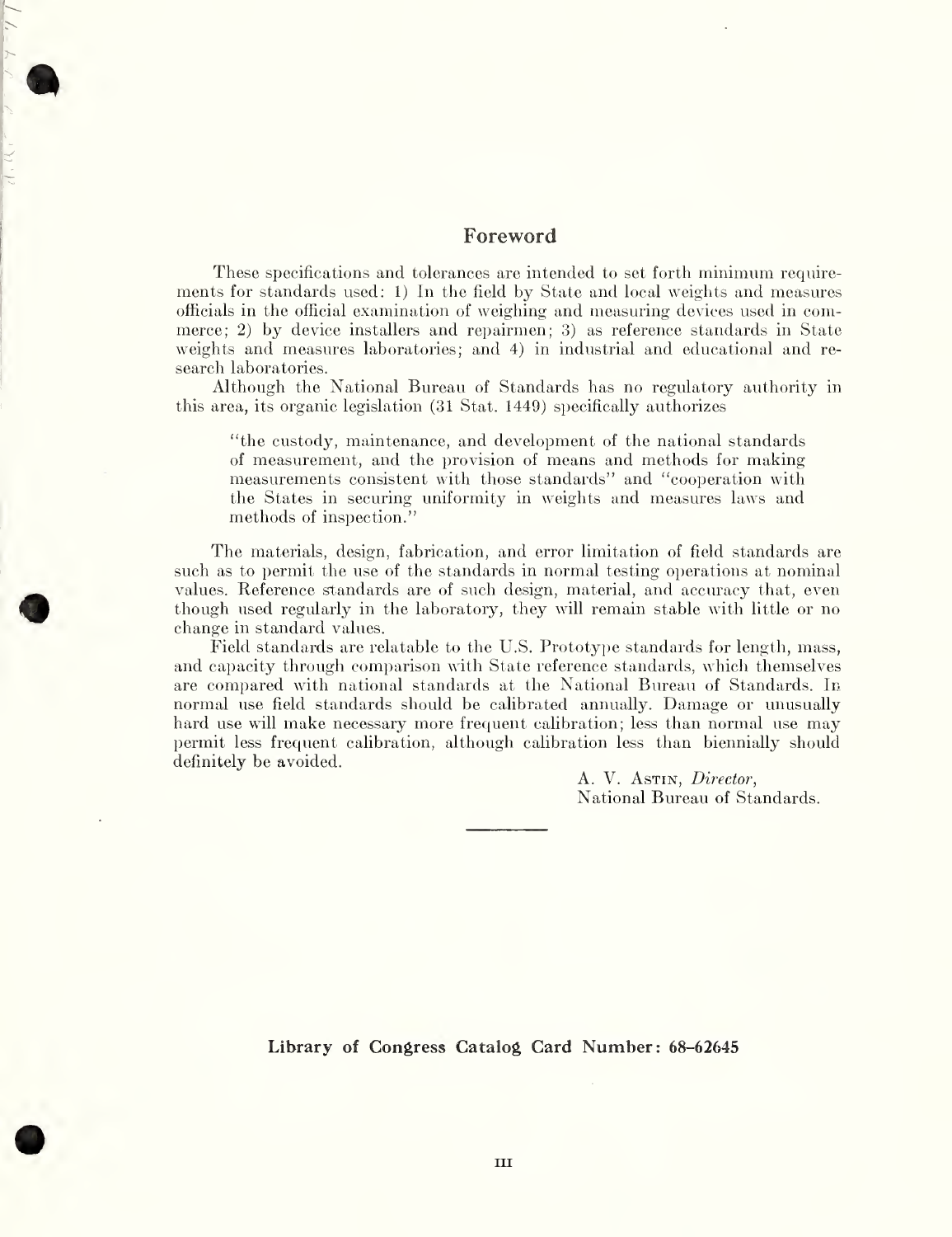## Foreword

These specifications and tolerances are intended to set forth minimum requirements for standards used: 1) In the field by State and local weights and measures officials in the official examination of weighing and measuring devices used in commerce; 2) by device installers and repairmen; 3) as reference standards in State weights and measures laboratories; and 4) in industrial and educational and research laboratories.

Although the National Bureau of Standards has no regulatory authority in this area, its organic legislation (31 Stat. 1449) specifically authorizes

> "the custody, maintenance, and development of the national standards of measurement, and the provision of means and methods for making measurements consistent with those standards" and "cooperation with the States in securing uniformity in weights and measures laws and methods of inspection."

The materials, design, fabrication, and error limitation of field standards are such as to permit the use of the standards in normal testing operations at nominal values. Reference standards are of such design, material, and accuracy that, even though used regularly in the laboratory, they will remain stable with little or no change in standard values.

Field standards are relatable to the U.S. Prototype standards for length, mass, and capacity through comparison with State reference standards, which themselves are compared with national standards at the National Bureau of Standards. In normal use field standards should be calibrated annually. Damage or unusually hard use will make necessary more frequent calibration; less than normal use may permit less frequent calibration, although calibration less than biennially should definitely be avoided.

A. V. Astin, *Director*,
National Bureau of Standards.

**Library of Congress Catalog Card Number: 68–62645**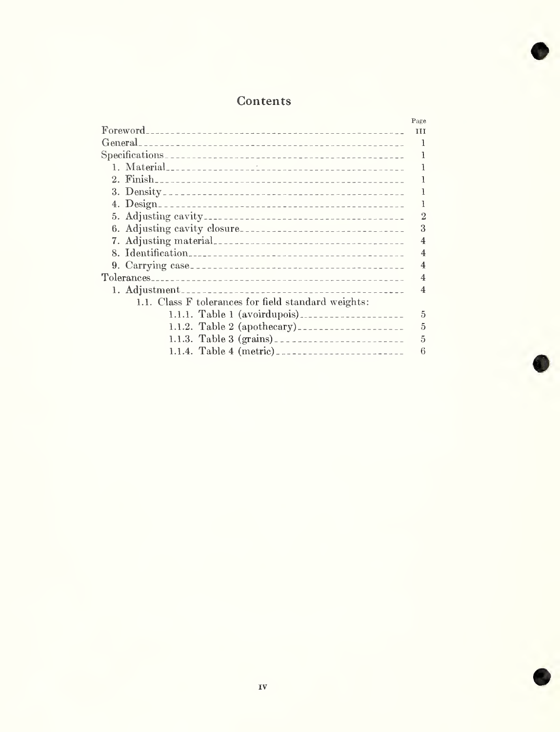## Contents

| | Page |
|---|---|
| Foreword | III |
| General | 1 |
| Specifications | 1 |
| 1. Material | 1 |
| 2. Finish | 1 |
| 3. Density | 1 |
| 4. Design | 1 |
| 5. Adjusting cavity | 2 |
| 6. Adjusting cavity closure | 3 |
| 7. Adjusting material | 4 |
| 8. Identification | 4 |
| 9. Carrying case | 4 |
| Tolerances | 4 |
| 1. Adjustment | 4 |
| 1.1. Class F tolerances for field standard weights: | |
| 1.1.1. Table 1 (avoirdupois) | 5 |
| 1.1.2. Table 2 (apothecary) | 5 |
| 1.1.3. Table 3 (grains) | 5 |
| 1.1.4. Table 4 (metric) | 6 |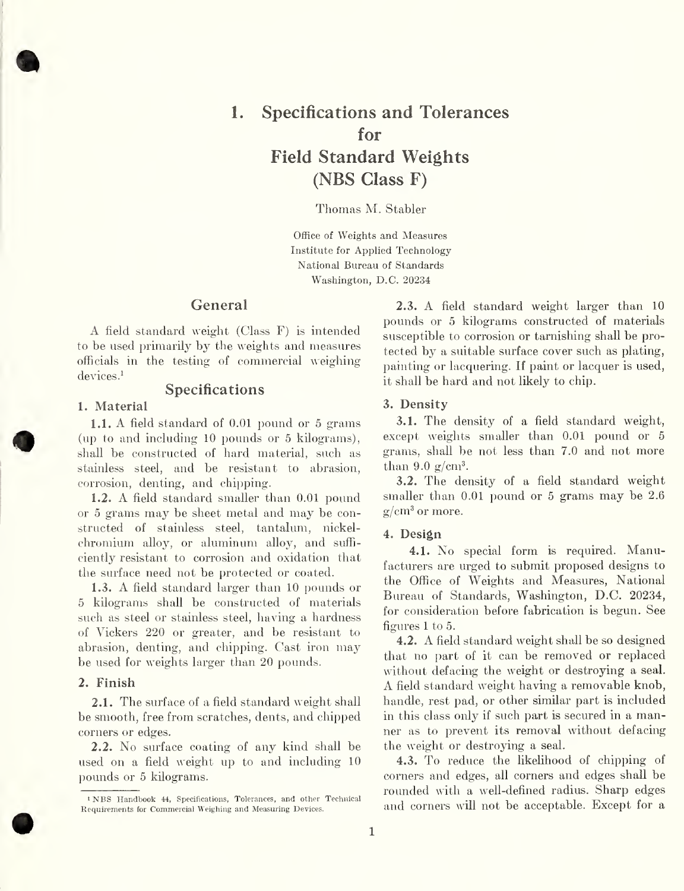# 1. Specifications and Tolerances for Field Standard Weights (NBS Class F)

Thomas M. Stabler

Office of Weights and Measures
Institute for Applied Technology
National Bureau of Standards
Washington, D.C. 20234

## General

A field standard weight (Class F) is intended to be used primarily by the weights and measures officials in the testing of commercial weighing devices.[1]

## Specifications

### 1. Material

**1.1.** A field standard of 0.01 pound or 5 grams (up to and including 10 pounds or 5 kilograms), shall be constructed of hard material, such as stainless steel, and be resistant to abrasion, corrosion, denting, and chipping.

**1.2.** A field standard smaller than 0.01 pound or 5 grams may be sheet metal and may be constructed of stainless steel, tantalum, nickel-chromium alloy, or aluminum alloy, and sufficiently resistant to corrosion and oxidation that the surface need not be protected or coated.

**1.3.** A field standard larger than 10 pounds or 5 kilograms shall be constructed of materials such as steel or stainless steel, having a hardness of Vickers 220 or greater, and be resistant to abrasion, denting, and chipping. Cast iron may be used for weights larger than 20 pounds.

### 2. Finish

**2.1.** The surface of a field standard weight shall be smooth, free from scratches, dents, and chipped corners or edges.

**2.2.** No surface coating of any kind shall be used on a field weight up to and including 10 pounds or 5 kilograms.

**2.3.** A field standard weight larger than 10 pounds or 5 kilograms constructed of materials susceptible to corrosion or tarnishing shall be protected by a suitable surface cover such as plating, painting or lacquering. If paint or lacquer is used, it shall be hard and not likely to chip.

### 3. Density

**3.1.** The density of a field standard weight, except weights smaller than 0.01 pound or 5 grams, shall be not less than 7.0 and not more than 9.0 g/cm$^3$.

**3.2.** The density of a field standard weight smaller than 0.01 pound or 5 grams may be 2.6 g/cm$^3$ or more.

### 4. Design

**4.1.** No special form is required. Manufacturers are urged to submit proposed designs to the Office of Weights and Measures, National Bureau of Standards, Washington, D.C. 20234, for consideration before fabrication is begun. See figures 1 to 5.

**4.2.** A field standard weight shall be so designed that no part of it can be removed or replaced without defacing the weight or destroying a seal. A field standard weight having a removable knob, handle, rest pad, or other similar part is included in this class only if such part is secured in a manner as to prevent its removal without defacing the weight or destroying a seal.

**4.3.** To reduce the likelihood of chipping of corners and edges, all corners and edges shall be rounded with a well-defined radius. Sharp edges and corners will not be acceptable. Except for a

[1] NBS Handbook 44, Specifications, Tolerances, and other Technical Requirements for Commercial Weighing and Measuring Devices.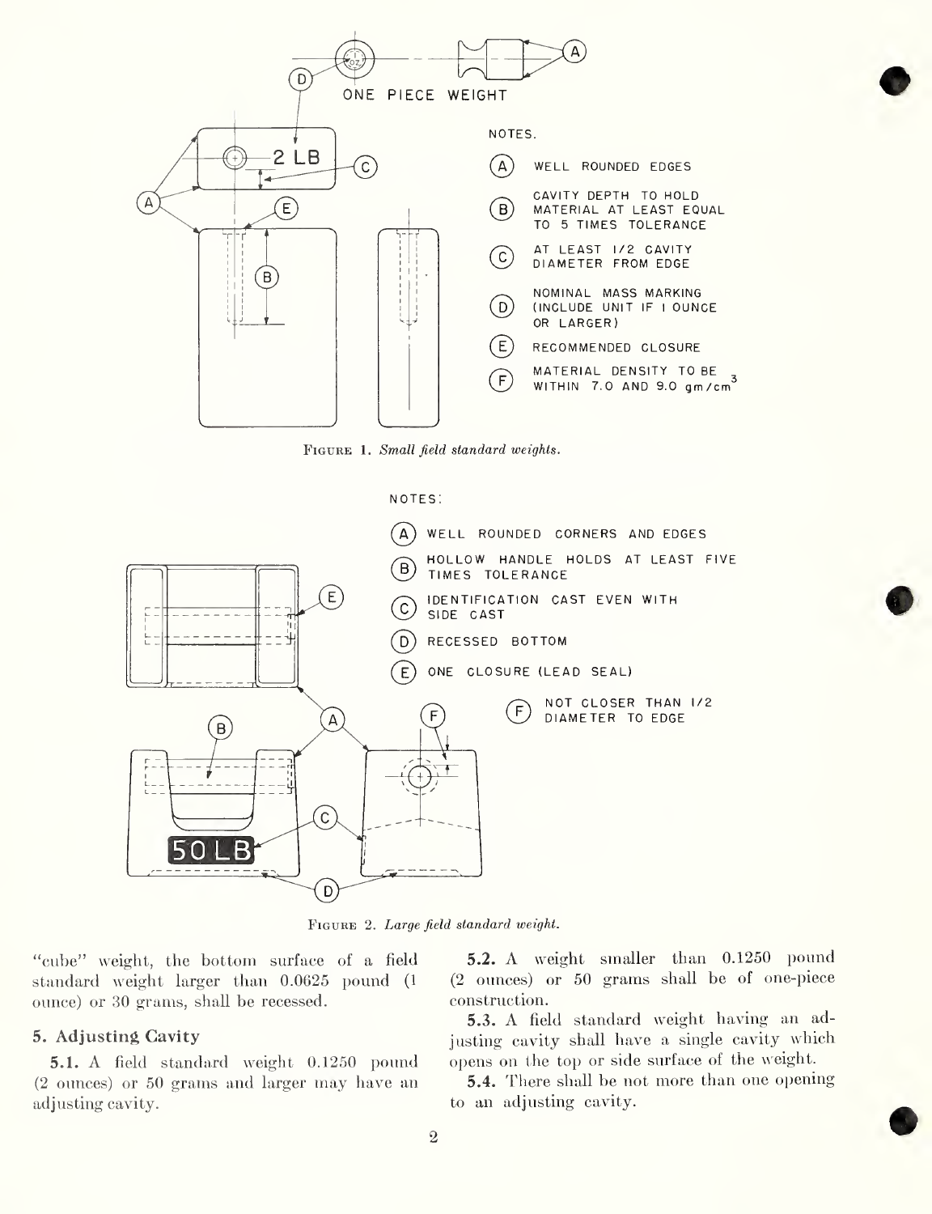ONE PIECE WEIGHT

NOTES.

(A) WELL ROUNDED EDGES

(B) CAVITY DEPTH TO HOLD MATERIAL AT LEAST EQUAL TO 5 TIMES TOLERANCE

(C) AT LEAST 1/2 CAVITY DIAMETER FROM EDGE

(D) NOMINAL MASS MARKING (INCLUDE UNIT IF 1 OUNCE OR LARGER)

(E) RECOMMENDED CLOSURE

(F) MATERIAL DENSITY TO BE WITHIN 7.0 AND 9.0 $gm/cm^3$

FIGURE 1. *Small field standard weights.*

NOTES:

(A) WELL ROUNDED CORNERS AND EDGES

(B) HOLLOW HANDLE HOLDS AT LEAST FIVE TIMES TOLERANCE

(C) IDENTIFICATION CAST EVEN WITH SIDE CAST

(D) RECESSED BOTTOM

(E) ONE CLOSURE (LEAD SEAL)

(F) NOT CLOSER THAN 1/2 DIAMETER TO EDGE

FIGURE 2. *Large field standard weight.*

"cube" weight, the bottom surface of a field standard weight larger than 0.0625 pound (1 ounce) or 30 grams, shall be recessed.

## 5. Adjusting Cavity

**5.1.** A field standard weight 0.1250 pound (2 ounces) or 50 grams and larger may have an adjusting cavity.

**5.2.** A weight smaller than 0.1250 pound (2 ounces) or 50 grams shall be of one-piece construction.

**5.3.** A field standard weight having an adjusting cavity shall have a single cavity which opens on the top or side surface of the weight.

**5.4.** There shall be not more than one opening to an adjusting cavity.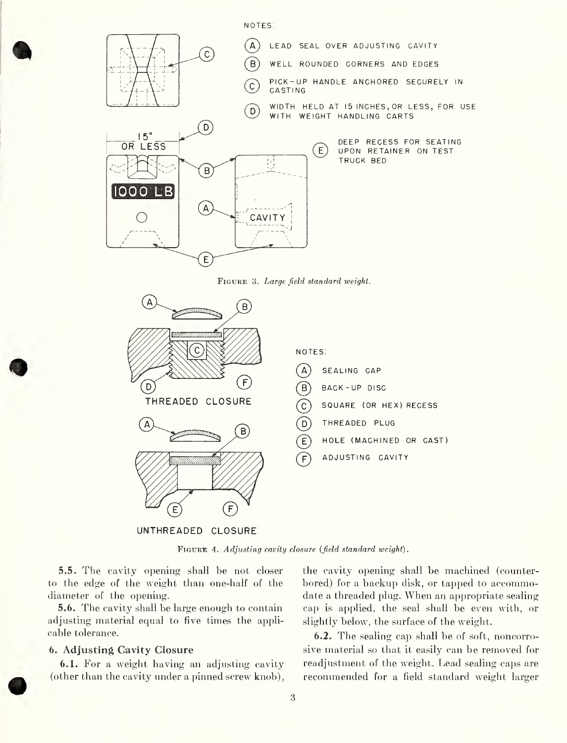NOTES:

- (A) LEAD SEAL OVER ADJUSTING CAVITY
- (B) WELL ROUNDED CORNERS AND EDGES
- (C) PICK-UP HANDLE ANCHORED SECURELY IN CASTING
- (D) WIDTH HELD AT 15 INCHES, OR LESS, FOR USE WITH WEIGHT HANDLING CARTS
- (E) DEEP RECESS FOR SEATING UPON RETAINER ON TEST TRUCK BED

FIGURE 3. *Large field standard weight.*

THREADED CLOSURE

UNTHREADED CLOSURE

NOTES:

- (A) SEALING CAP
- (B) BACK-UP DISC
- (C) SQUARE (OR HEX) RECESS
- (D) THREADED PLUG
- (E) HOLE (MACHINED OR CAST)
- (F) ADJUSTING CAVITY

FIGURE 4. *Adjusting cavity closure (field standard weight).*

**5.5.** The cavity opening shall be not closer to the edge of the weight than one-half of the diameter of the opening.

**5.6.** The cavity shall be large enough to contain adjusting material equal to five times the applicable tolerance.

### 6. Adjusting Cavity Closure

**6.1.** For a weight having an adjusting cavity (other than the cavity under a pinned screw knob), the cavity opening shall be machined (counterbored) for a backup disk, or tapped to accommodate a threaded plug. When an appropriate sealing cap is applied, the seal shall be even with, or slightly below, the surface of the weight.

**6.2.** The sealing cap shall be of soft, noncorrosive material so that it easily can be removed for readjustment of the weight. Lead sealing caps are recommended for a field standard weight larger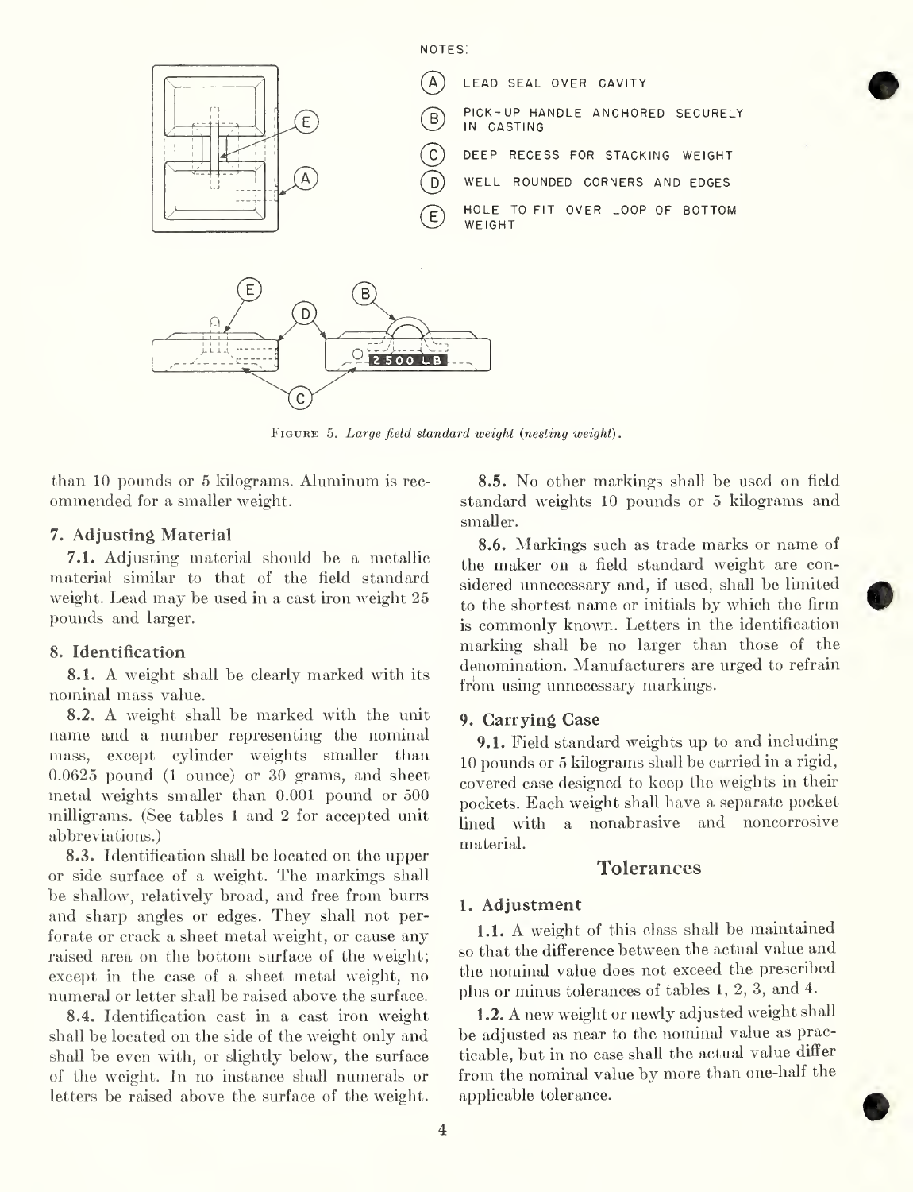NOTES:

(A) LEAD SEAL OVER CAVITY

(B) PICK-UP HANDLE ANCHORED SECURELY IN CASTING

(C) DEEP RECESS FOR STACKING WEIGHT

(D) WELL ROUNDED CORNERS AND EDGES

(E) HOLE TO FIT OVER LOOP OF BOTTOM WEIGHT

FIGURE 5. *Large field standard weight (nesting weight).*

than 10 pounds or 5 kilograms. Aluminum is recommended for a smaller weight.

### 7. Adjusting Material

**7.1.** Adjusting material should be a metallic material similar to that of the field standard weight. Lead may be used in a cast iron weight 25 pounds and larger.

### 8. Identification

**8.1.** A weight shall be clearly marked with its nominal mass value.

**8.2.** A weight shall be marked with the unit name and a number representing the nominal mass, except cylinder weights smaller than 0.0625 pound (1 ounce) or 30 grams, and sheet metal weights smaller than 0.001 pound or 500 milligrams. (See tables 1 and 2 for accepted unit abbreviations.)

**8.3.** Identification shall be located on the upper or side surface of a weight. The markings shall be shallow, relatively broad, and free from burrs and sharp angles or edges. They shall not perforate or crack a sheet metal weight, or cause any raised area on the bottom surface of the weight; except in the case of a sheet metal weight, no numeral or letter shall be raised above the surface.

**8.4.** Identification cast in a cast iron weight shall be located on the side of the weight only and shall be even with, or slightly below, the surface of the weight. In no instance shall numerals or letters be raised above the surface of the weight.

**8.5.** No other markings shall be used on field standard weights 10 pounds or 5 kilograms and smaller.

**8.6.** Markings such as trade marks or name of the maker on a field standard weight are considered unnecessary and, if used, shall be limited to the shortest name or initials by which the firm is commonly known. Letters in the identification marking shall be no larger than those of the denomination. Manufacturers are urged to refrain from using unnecessary markings.

### 9. Carrying Case

**9.1.** Field standard weights up to and including 10 pounds or 5 kilograms shall be carried in a rigid, covered case designed to keep the weights in their pockets. Each weight shall have a separate pocket lined with a nonabrasive and noncorrosive material.

## Tolerances

### 1. Adjustment

**1.1.** A weight of this class shall be maintained so that the difference between the actual value and the nominal value does not exceed the prescribed plus or minus tolerances of tables 1, 2, 3, and 4.

**1.2.** A new weight or newly adjusted weight shall be adjusted as near to the nominal value as practicable, but in no case shall the actual value differ from the nominal value by more than one-half the applicable tolerance.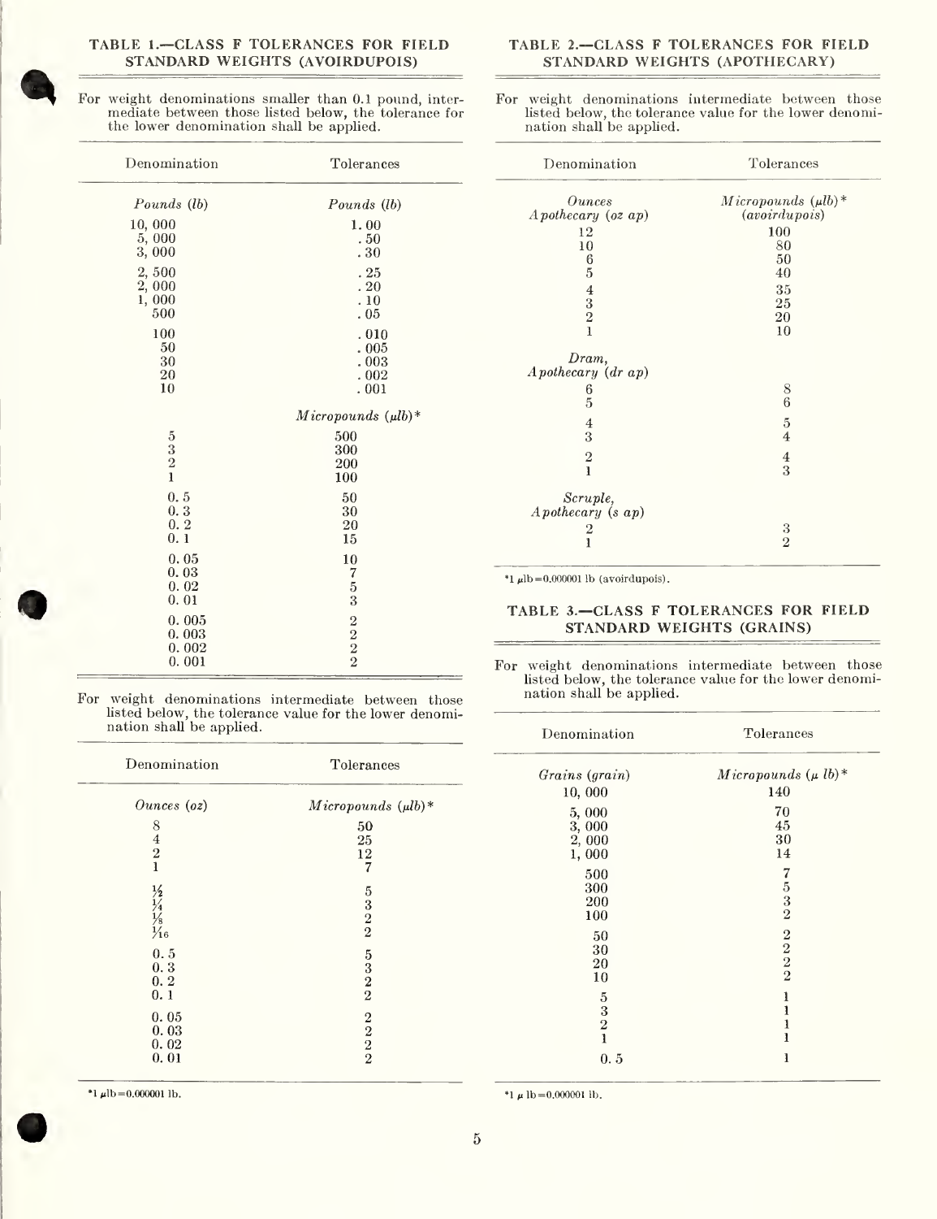## TABLE 1.—CLASS F TOLERANCES FOR FIELD STANDARD WEIGHTS (AVOIRDUPOIS)

For weight denominations smaller than 0.1 pound, intermediate between those listed below, the tolerance for the lower denomination shall be applied.

| Denomination | Tolerances |
|---|---|
| *Pounds (lb)* | *Pounds (lb)* |
| 10, 000 | 1. 00 |
| 5, 000 | . 50 |
| 3, 000 | . 30 |
| 2, 500 | . 25 |
| 2, 000 | . 20 |
| 1, 000 | . 10 |
| 500 | . 05 |
| 100 | . 010 |
| 50 | . 005 |
| 30 | . 003 |
| 20 | . 002 |
| 10 | . 001 |
| | *Micropounds (μlb)** |
| 5 | 500 |
| 3 | 300 |
| 2 | 200 |
| 1 | 100 |
| 0. 5 | 50 |
| 0. 3 | 30 |
| 0. 2 | 20 |
| 0. 1 | 15 |
| 0. 05 | 10 |
| 0. 03 | 7 |
| 0. 02 | 5 |
| 0. 01 | 3 |
| 0. 005 | 2 |
| 0. 003 | 2 |
| 0. 002 | 2 |
| 0. 001 | 2 |

For weight denominations intermediate between those listed below, the tolerance value for the lower denomination shall be applied.

| Denomination | Tolerances |
|---|---|
| *Ounces (oz)* | *Micropounds (μlb)** |
| 8 | 50 |
| 4 | 25 |
| 2 | 12 |
| 1 | 7 |
| ½ | 5 |
| ¼ | 3 |
| ⅛ | 2 |
| 1/16 | 2 |
| 0. 5 | 5 |
| 0. 3 | 3 |
| 0. 2 | 2 |
| 0. 1 | 2 |
| 0. 05 | 2 |
| 0. 03 | 2 |
| 0. 02 | 2 |
| 0. 01 | 2 |

*1 μlb = 0.000001 lb.

## TABLE 2.—CLASS F TOLERANCES FOR FIELD STANDARD WEIGHTS (APOTHECARY)

For weight denominations intermediate between those listed below, the tolerance value for the lower denomination shall be applied.

| Denomination | Tolerances |
|---|---|
| *Ounces Apothecary (oz ap)* | *Micropounds (μlb)* (avoirdupois)* |
| 12 | 100 |
| 10 | 80 |
| 6 | 50 |
| 5 | 40 |
| 4 | 35 |
| 3 | 25 |
| 2 | 20 |
| 1 | 10 |
| *Dram, Apothecary (dr ap)* | |
| 6 | 8 |
| 5 | 6 |
| 4 | 5 |
| 3 | 4 |
| 2 | 4 |
| 1 | 3 |
| *Scruple, Apothecary (s ap)* | |
| 2 | 3 |
| 1 | 2 |

*1 μlb = 0.000001 lb (avoirdupois).

## TABLE 3.—CLASS F TOLERANCES FOR FIELD STANDARD WEIGHTS (GRAINS)

For weight denominations intermediate between those listed below, the tolerance value for the lower denomination shall be applied.

| Denomination | Tolerances |
|---|---|
| *Grains (grain)* | *Micropounds (μ lb)** |
| 10, 000 | 140 |
| 5, 000 | 70 |
| 3, 000 | 45 |
| 2, 000 | 30 |
| 1, 000 | 14 |
| 500 | 7 |
| 300 | 5 |
| 200 | 3 |
| 100 | 2 |
| 50 | 2 |
| 30 | 2 |
| 20 | 2 |
| 10 | 2 |
| 5 | 1 |
| 3 | 1 |
| 2 | 1 |
| 1 | 1 |
| 0. 5 | 1 |

*1 μ lb = 0.000001 lb.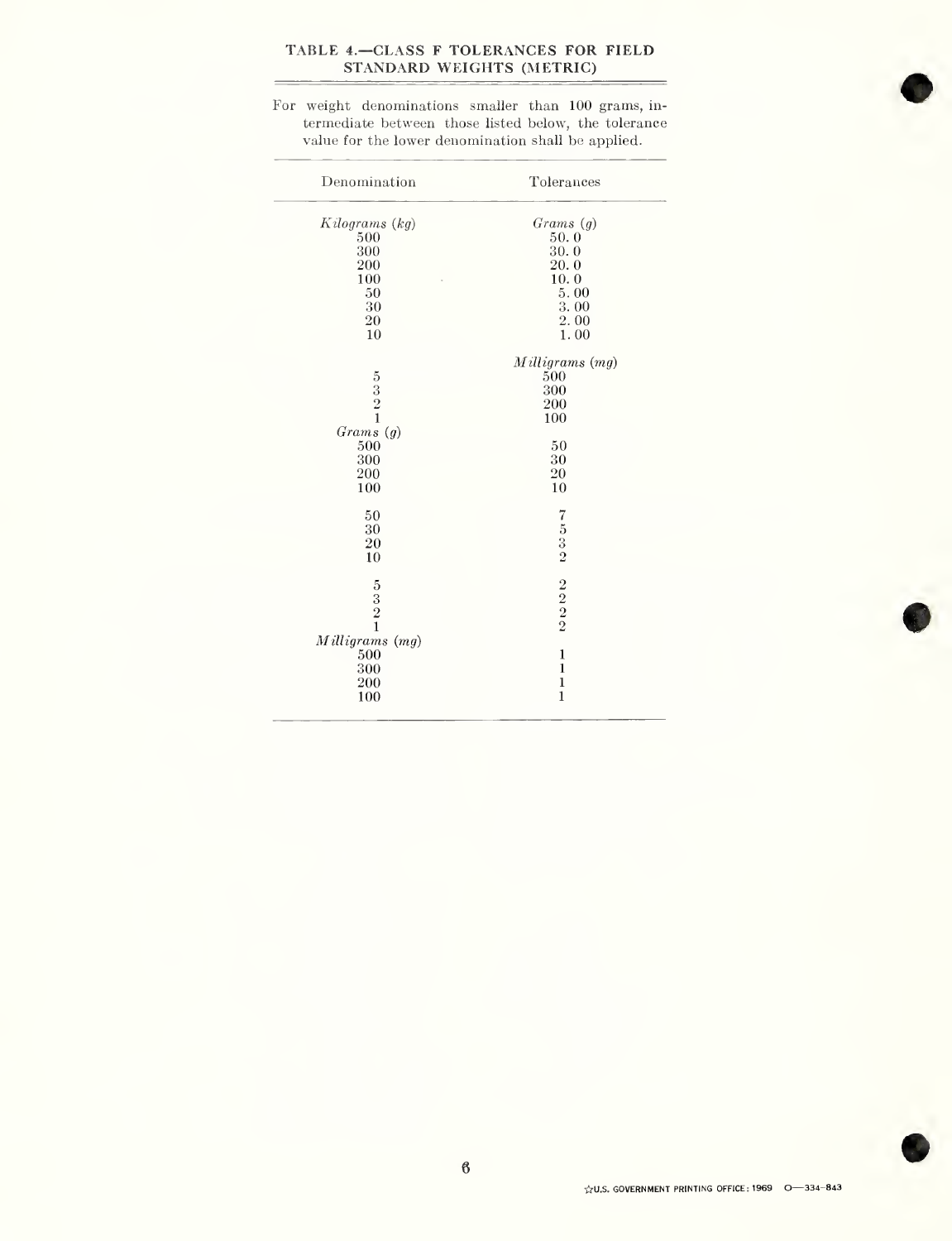## TABLE 4.—CLASS F TOLERANCES FOR FIELD STANDARD WEIGHTS (METRIC)

For weight denominations smaller than 100 grams, intermediate between those listed below, the tolerance value for the lower denomination shall be applied.

| Denomination | Tolerances |
|---|---|
| *Kilograms (kg)* | *Grams (g)* |
| 500 | 50.0 |
| 300 | 30.0 |
| 200 | 20.0 |
| 100 | 10.0 |
| 50 | 5.00 |
| 30 | 3.00 |
| 20 | 2.00 |
| 10 | 1.00 |
| | *Milligrams (mg)* |
| 5 | 500 |
| 3 | 300 |
| 2 | 200 |
| 1 | 100 |
| *Grams (g)* | |
| 500 | 50 |
| 300 | 30 |
| 200 | 20 |
| 100 | 10 |
| 50 | 7 |
| 30 | 5 |
| 20 | 3 |
| 10 | 2 |
| 5 | 2 |
| 3 | 2 |
| 2 | 2 |
| 1 | 2 |
| *Milligrams (mg)* | |
| 500 | 1 |
| 300 | 1 |
| 200 | 1 |
| 100 | 1 |

☆U.S. GOVERNMENT PRINTING OFFICE: 1969 O—334-843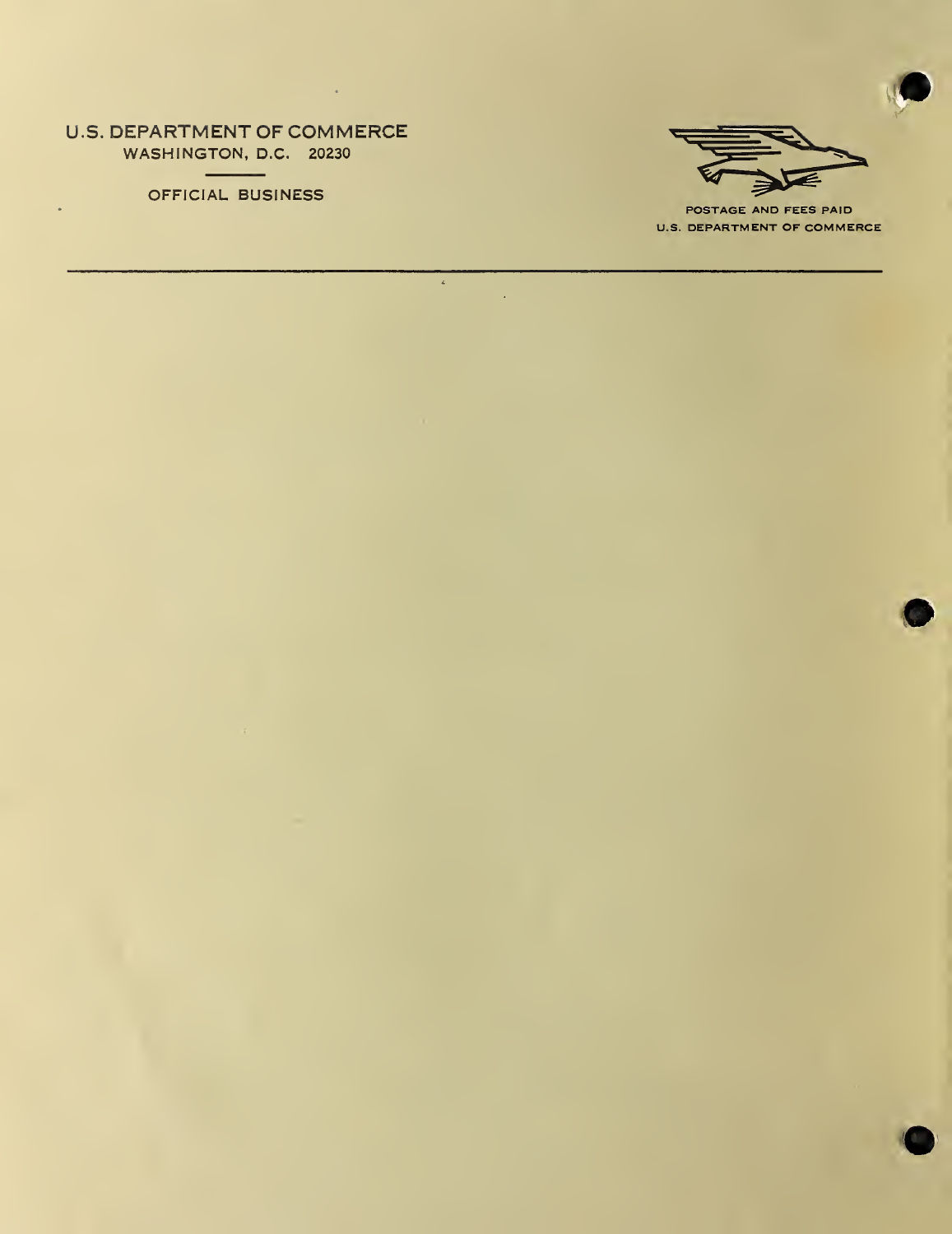U.S. DEPARTMENT OF COMMERCE
WASHINGTON, D.C. 20230

OFFICIAL BUSINESS

POSTAGE AND FEES PAID
U.S. DEPARTMENT OF COMMERCE